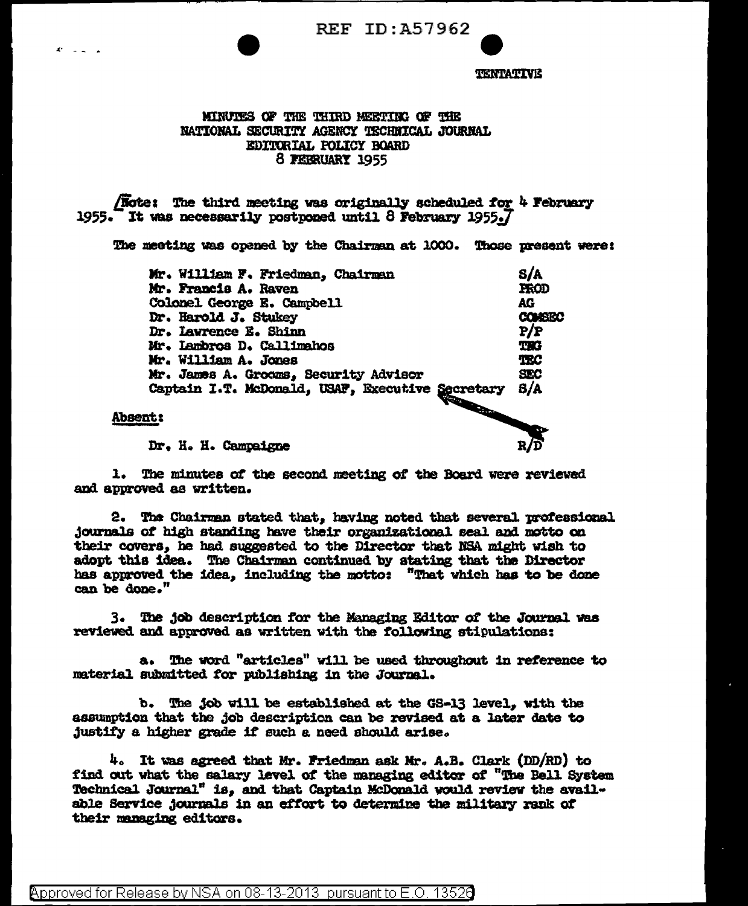REF ID:A57962

TENTATIVE

# MINUTES OF THE THIRD MEETING OF THE NATIONAL SECURITY AGENCY TECHNICAL JOURNAL EDITORIAL POLICY BOARD 8 FEBRUARY 1955

[Note: The third meeting was originally scheduled for 4 February 1955. It was necessarily postponed until 8 February 1955.]

The meeting was opened by the Chairman at 1000. Those present were:

| | |
|---|---|
| Mr. William F. Friedman, Chairman | S/A |
| Mr. Francis A. Raven | PROD |
| Colonel George E. Campbell | AG |
| Dr. Harold J. Stukey | COMSEC |
| Dr. Lawrence E. Shinn | P/P |
| Mr. Lambros D. Callimahos | TNG |
| Mr. William A. Jones | TEC |
| Mr. James A. Grooms, Security Advisor | SEC |
| Captain I.T. McDonald, USAF, Executive Secretary | S/A |

**Absent:**

| | |
|---|---|
| Dr. H. H. Campaigne | R/D |

1. The minutes of the second meeting of the Board were reviewed and approved as written.

2. The Chairman stated that, having noted that several professional journals of high standing have their organizational seal and motto on their covers, he had suggested to the Director that NSA might wish to adopt this idea. The Chairman continued by stating that the Director has approved the idea, including the motto: "That which has to be done can be done."

3. The job description for the Managing Editor of the Journal was reviewed and approved as written with the following stipulations:

   a. The word "articles" will be used throughout in reference to material submitted for publishing in the Journal.

   b. The job will be established at the GS-13 level, with the assumption that the job description can be revised at a later date to justify a higher grade if such a need should arise.

4. It was agreed that Mr. Friedman ask Mr. A.B. Clark (DD/RD) to find out what the salary level of the managing editor of "The Bell System Technical Journal" is, and that Captain McDonald would review the available Service journals in an effort to determine the military rank of their managing editors.

Approved for Release by NSA on 08-13-2013 pursuant to E.O. 13526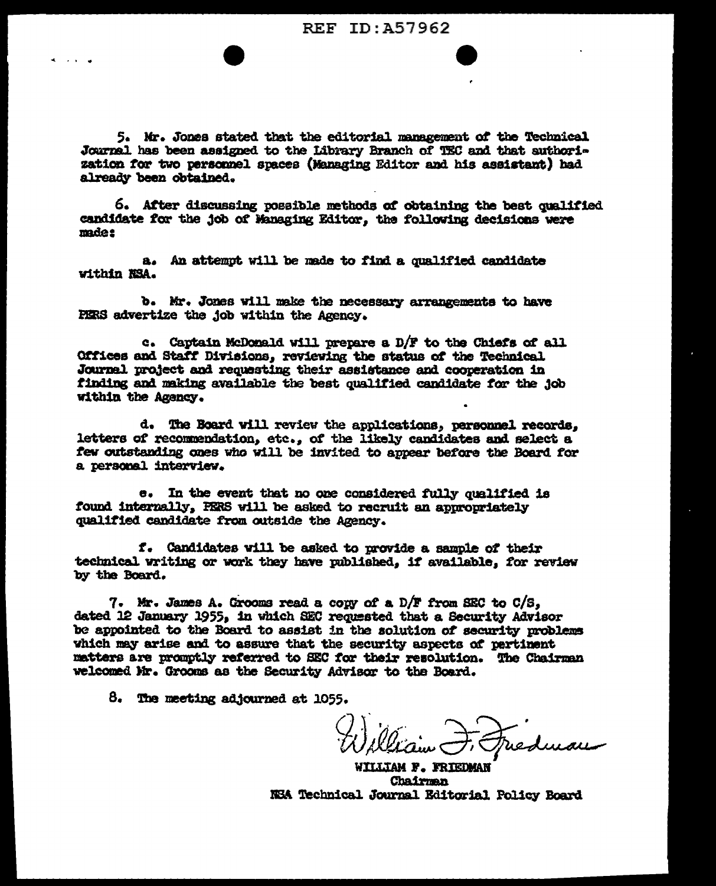5. Mr. Jones stated that the editorial management of the Technical Journal has been assigned to the Library Branch of TEC and that authorization for two personnel spaces (Managing Editor and his assistant) had already been obtained.

6. After discussing possible methods of obtaining the best qualified candidate for the job of Managing Editor, the following decisions were made:

a. An attempt will be made to find a qualified candidate within NSA.

b. Mr. Jones will make the necessary arrangements to have PERS advertize the job within the Agency.

c. Captain McDonald will prepare a D/F to the Chiefs of all Offices and Staff Divisions, reviewing the status of the Technical Journal project and requesting their assistance and cooperation in finding and making available the best qualified candidate for the job within the Agency.

d. The Board will review the applications, personnel records, letters of recommendation, etc., of the likely candidates and select a few outstanding ones who will be invited to appear before the Board for a personal interview.

e. In the event that no one considered fully qualified is found internally, PERS will be asked to recruit an appropriately qualified candidate from outside the Agency.

f. Candidates will be asked to provide a sample of their technical writing or work they have published, if available, for review by the Board.

7. Mr. James A. Grooms read a copy of a D/F from SEC to C/S, dated 12 January 1955, in which SEC requested that a Security Advisor be appointed to the Board to assist in the solution of security problems which may arise and to assure that the security aspects of pertinent matters are promptly referred to SEC for their resolution. The Chairman welcomed Mr. Grooms as the Security Advisor to the Board.

8. The meeting adjourned at 1055.

William F. Friedman

WILLIAM F. FRIEDMAN
Chairman
NSA Technical Journal Editorial Policy Board